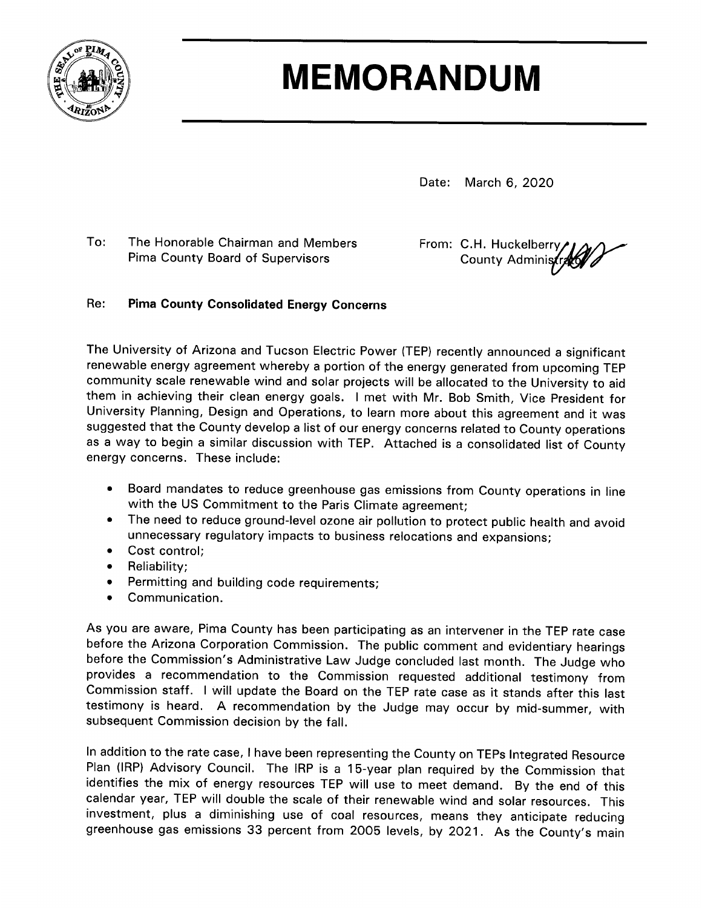# MEMORANDUM

Date: March 6, 2020

To: The Honorable Chairman and Members
Pima County Board of Supervisors

From: C.H. Huckelberry
County Administrator

Re: **Pima County Consolidated Energy Concerns**

The University of Arizona and Tucson Electric Power (TEP) recently announced a significant renewable energy agreement whereby a portion of the energy generated from upcoming TEP community scale renewable wind and solar projects will be allocated to the University to aid them in achieving their clean energy goals. I met with Mr. Bob Smith, Vice President for University Planning, Design and Operations, to learn more about this agreement and it was suggested that the County develop a list of our energy concerns related to County operations as a way to begin a similar discussion with TEP. Attached is a consolidated list of County energy concerns. These include:

- Board mandates to reduce greenhouse gas emissions from County operations in line with the US Commitment to the Paris Climate agreement;
- The need to reduce ground-level ozone air pollution to protect public health and avoid unnecessary regulatory impacts to business relocations and expansions;
- Cost control;
- Reliability;
- Permitting and building code requirements;
- Communication.

As you are aware, Pima County has been participating as an intervener in the TEP rate case before the Arizona Corporation Commission. The public comment and evidentiary hearings before the Commission's Administrative Law Judge concluded last month. The Judge who provides a recommendation to the Commission requested additional testimony from Commission staff. I will update the Board on the TEP rate case as it stands after this last testimony is heard. A recommendation by the Judge may occur by mid-summer, with subsequent Commission decision by the fall.

In addition to the rate case, I have been representing the County on TEPs Integrated Resource Plan (IRP) Advisory Council. The IRP is a 15-year plan required by the Commission that identifies the mix of energy resources TEP will use to meet demand. By the end of this calendar year, TEP will double the scale of their renewable wind and solar resources. This investment, plus a diminishing use of coal resources, means they anticipate reducing greenhouse gas emissions 33 percent from 2005 levels, by 2021. As the County's main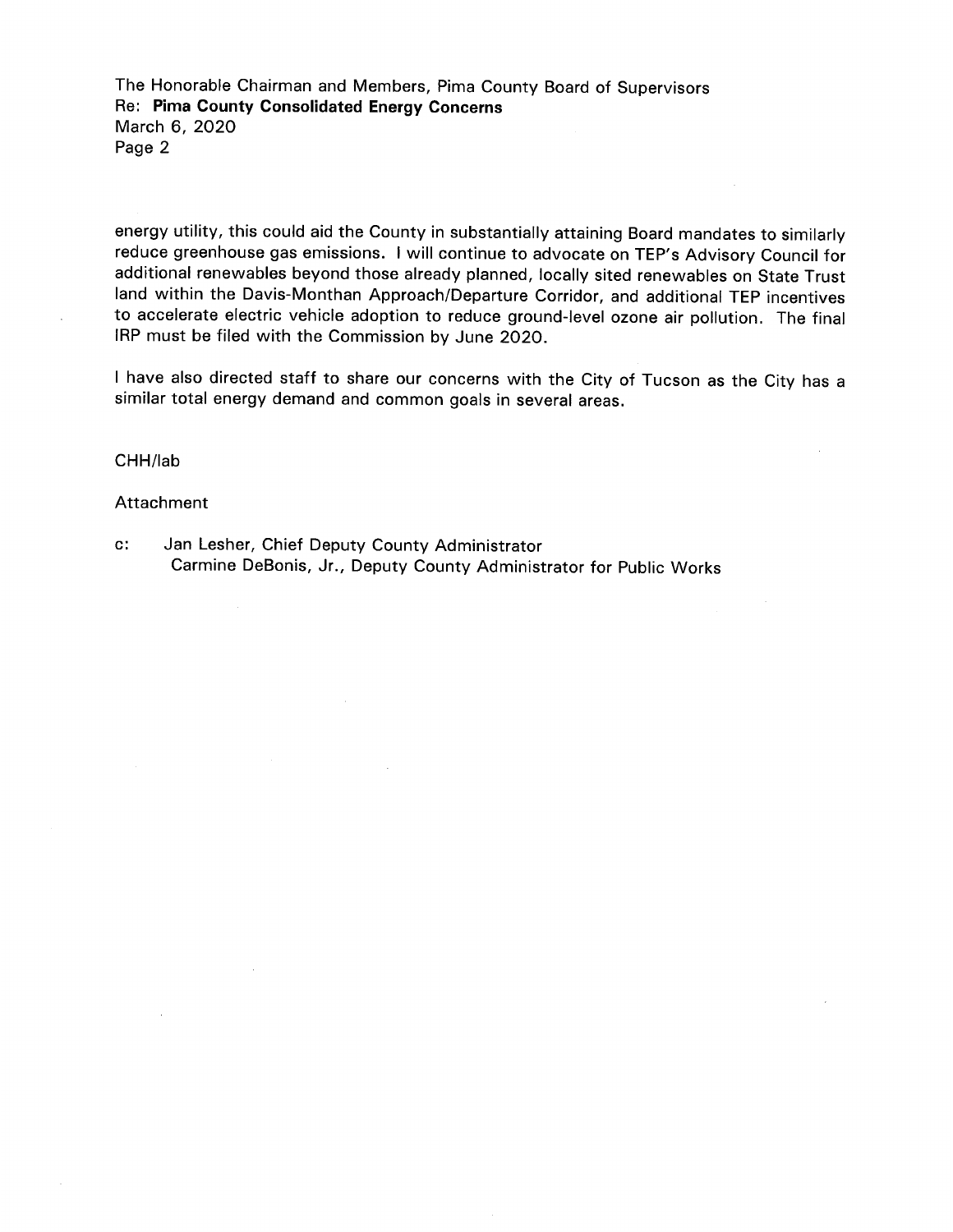energy utility, this could aid the County in substantially attaining Board mandates to similarly reduce greenhouse gas emissions. I will continue to advocate on TEP's Advisory Council for additional renewables beyond those already planned, locally sited renewables on State Trust land within the Davis-Monthan Approach/Departure Corridor, and additional TEP incentives to accelerate electric vehicle adoption to reduce ground-level ozone air pollution. The final IRP must be filed with the Commission by June 2020.

I have also directed staff to share our concerns with the City of Tucson as the City has a similar total energy demand and common goals in several areas.

CHH/lab

Attachment

c: Jan Lesher, Chief Deputy County Administrator
Carmine DeBonis, Jr., Deputy County Administrator for Public Works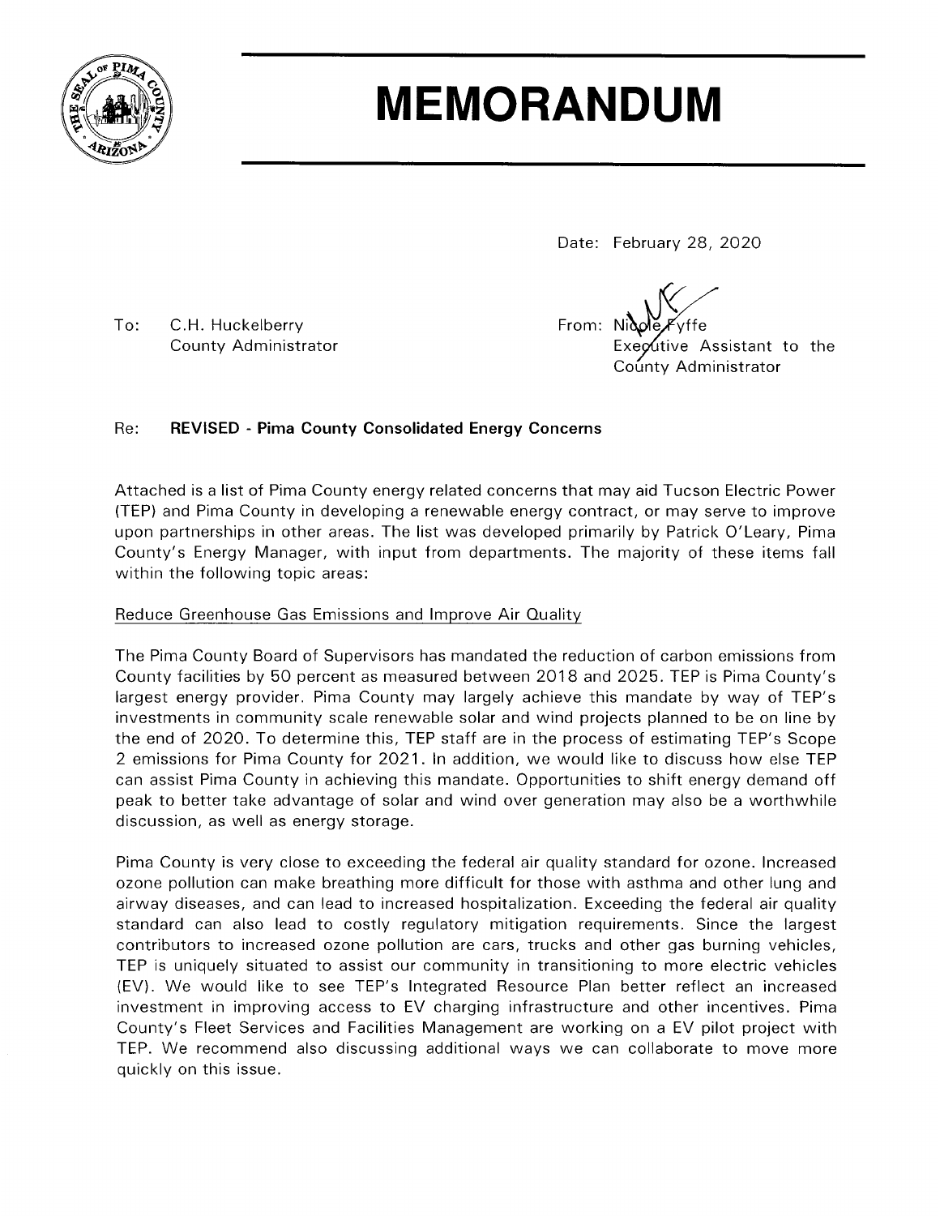# MEMORANDUM

Date: February 28, 2020

To: C.H. Huckelberry
County Administrator

From: Nicole Fyffe
Executive Assistant to the County Administrator

Re: **REVISED - Pima County Consolidated Energy Concerns**

Attached is a list of Pima County energy related concerns that may aid Tucson Electric Power (TEP) and Pima County in developing a renewable energy contract, or may serve to improve upon partnerships in other areas. The list was developed primarily by Patrick O'Leary, Pima County's Energy Manager, with input from departments. The majority of these items fall within the following topic areas:

Reduce Greenhouse Gas Emissions and Improve Air Quality

The Pima County Board of Supervisors has mandated the reduction of carbon emissions from County facilities by 50 percent as measured between 2018 and 2025. TEP is Pima County's largest energy provider. Pima County may largely achieve this mandate by way of TEP's investments in community scale renewable solar and wind projects planned to be on line by the end of 2020. To determine this, TEP staff are in the process of estimating TEP's Scope 2 emissions for Pima County for 2021. In addition, we would like to discuss how else TEP can assist Pima County in achieving this mandate. Opportunities to shift energy demand off peak to better take advantage of solar and wind over generation may also be a worthwhile discussion, as well as energy storage.

Pima County is very close to exceeding the federal air quality standard for ozone. Increased ozone pollution can make breathing more difficult for those with asthma and other lung and airway diseases, and can lead to increased hospitalization. Exceeding the federal air quality standard can also lead to costly regulatory mitigation requirements. Since the largest contributors to increased ozone pollution are cars, trucks and other gas burning vehicles, TEP is uniquely situated to assist our community in transitioning to more electric vehicles (EV). We would like to see TEP's Integrated Resource Plan better reflect an increased investment in improving access to EV charging infrastructure and other incentives. Pima County's Fleet Services and Facilities Management are working on a EV pilot project with TEP. We recommend also discussing additional ways we can collaborate to move more quickly on this issue.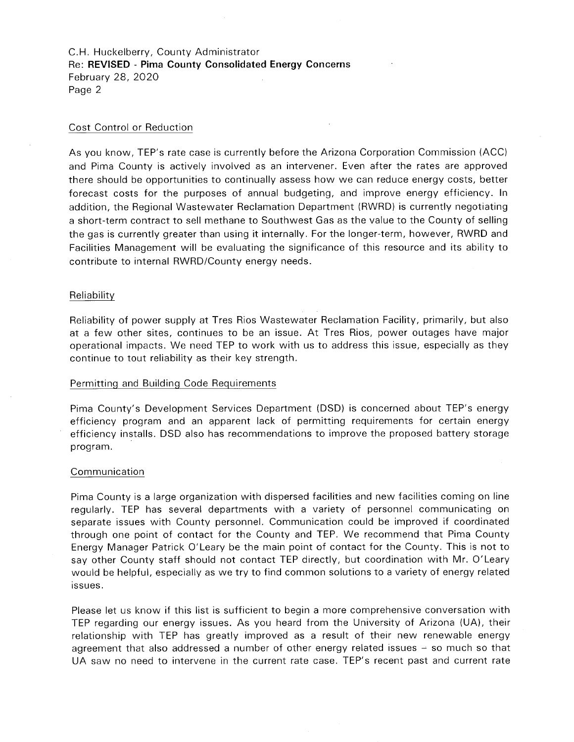### Cost Control or Reduction

As you know, TEP's rate case is currently before the Arizona Corporation Commission (ACC) and Pima County is actively involved as an intervener. Even after the rates are approved there should be opportunities to continually assess how we can reduce energy costs, better forecast costs for the purposes of annual budgeting, and improve energy efficiency. In addition, the Regional Wastewater Reclamation Department (RWRD) is currently negotiating a short-term contract to sell methane to Southwest Gas as the value to the County of selling the gas is currently greater than using it internally. For the longer-term, however, RWRD and Facilities Management will be evaluating the significance of this resource and its ability to contribute to internal RWRD/County energy needs.

### Reliability

Reliability of power supply at Tres Rios Wastewater Reclamation Facility, primarily, but also at a few other sites, continues to be an issue. At Tres Rios, power outages have major operational impacts. We need TEP to work with us to address this issue, especially as they continue to tout reliability as their key strength.

### Permitting and Building Code Requirements

Pima County's Development Services Department (DSD) is concerned about TEP's energy efficiency program and an apparent lack of permitting requirements for certain energy efficiency installs. DSD also has recommendations to improve the proposed battery storage program.

### Communication

Pima County is a large organization with dispersed facilities and new facilities coming on line regularly. TEP has several departments with a variety of personnel communicating on separate issues with County personnel. Communication could be improved if coordinated through one point of contact for the County and TEP. We recommend that Pima County Energy Manager Patrick O'Leary be the main point of contact for the County. This is not to say other County staff should not contact TEP directly, but coordination with Mr. O'Leary would be helpful, especially as we try to find common solutions to a variety of energy related issues.

Please let us know if this list is sufficient to begin a more comprehensive conversation with TEP regarding our energy issues. As you heard from the University of Arizona (UA), their relationship with TEP has greatly improved as a result of their new renewable energy agreement that also addressed a number of other energy related issues – so much so that UA saw no need to intervene in the current rate case. TEP's recent past and current rate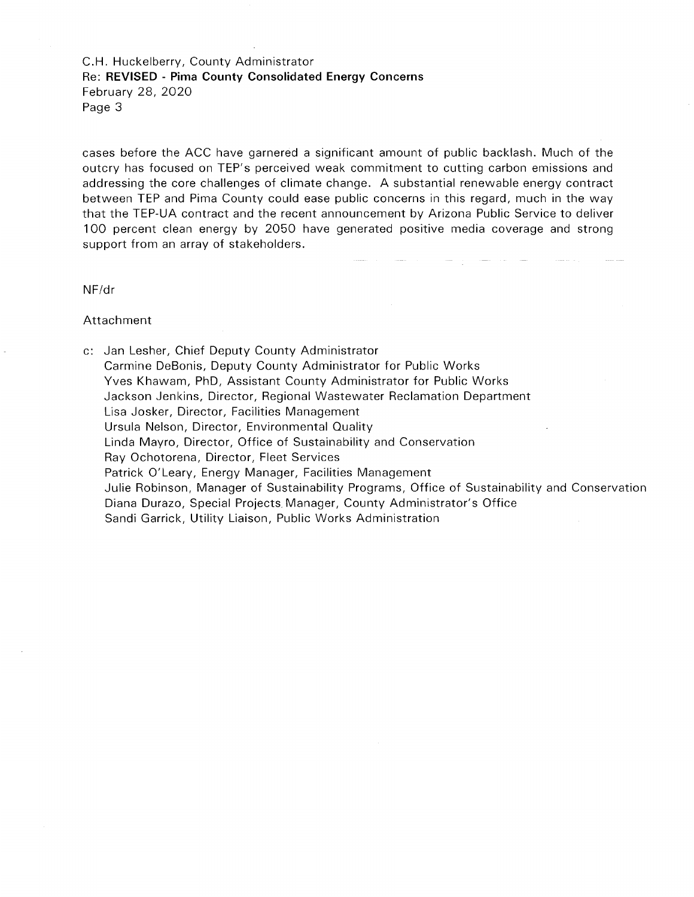cases before the ACC have garnered a significant amount of public backlash. Much of the outcry has focused on TEP's perceived weak commitment to cutting carbon emissions and addressing the core challenges of climate change. A substantial renewable energy contract between TEP and Pima County could ease public concerns in this regard, much in the way that the TEP-UA contract and the recent announcement by Arizona Public Service to deliver 100 percent clean energy by 2050 have generated positive media coverage and strong support from an array of stakeholders.

NF/dr

Attachment

c: Jan Lesher, Chief Deputy County Administrator
Carmine DeBonis, Deputy County Administrator for Public Works
Yves Khawam, PhD, Assistant County Administrator for Public Works
Jackson Jenkins, Director, Regional Wastewater Reclamation Department
Lisa Josker, Director, Facilities Management
Ursula Nelson, Director, Environmental Quality
Linda Mayro, Director, Office of Sustainability and Conservation
Ray Ochotorena, Director, Fleet Services
Patrick O'Leary, Energy Manager, Facilities Management
Julie Robinson, Manager of Sustainability Programs, Office of Sustainability and Conservation
Diana Durazo, Special Projects Manager, County Administrator's Office
Sandi Garrick, Utility Liaison, Public Works Administration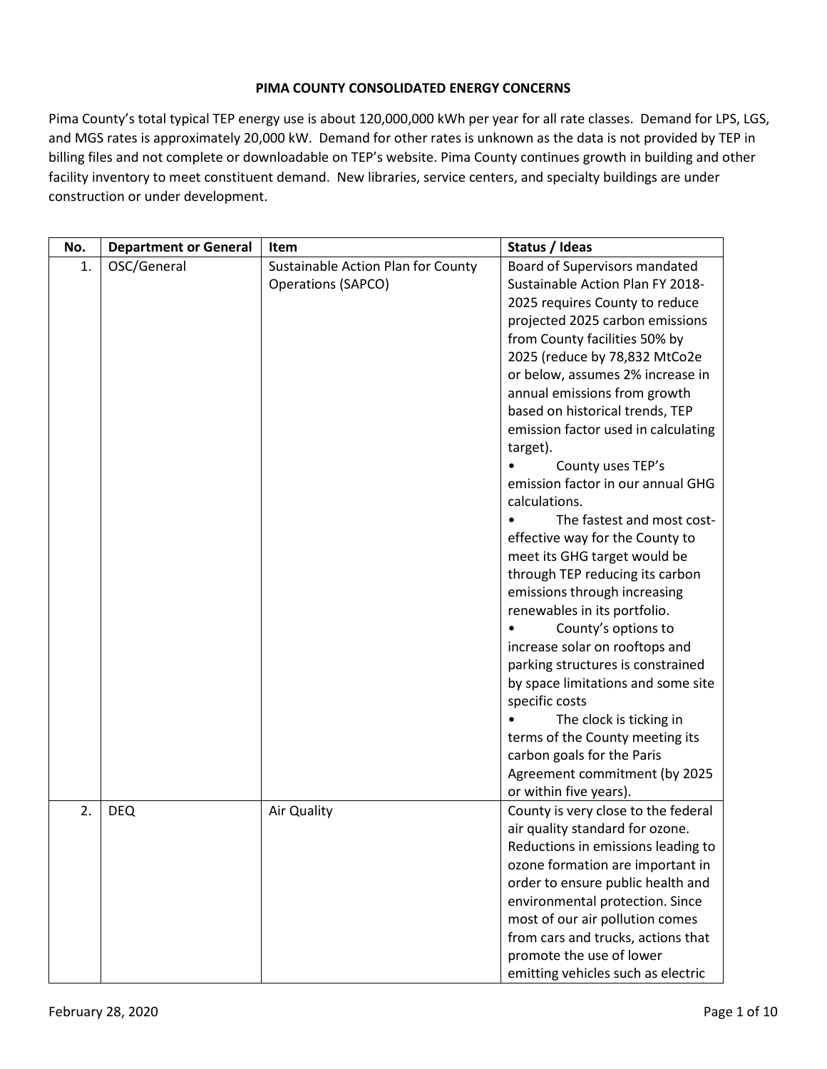# PIMA COUNTY CONSOLIDATED ENERGY CONCERNS

Pima County's total typical TEP energy use is about 120,000,000 kWh per year for all rate classes. Demand for LPS, LGS, and MGS rates is approximately 20,000 kW. Demand for other rates is unknown as the data is not provided by TEP in billing files and not complete or downloadable on TEP's website. Pima County continues growth in building and other facility inventory to meet constituent demand. New libraries, service centers, and specialty buildings are under construction or under development.

| No. | Department or General | Item | Status / Ideas |
|---|---|---|---|
| 1. | OSC/General | Sustainable Action Plan for County Operations (SAPCO) | Board of Supervisors mandated Sustainable Action Plan FY 2018-2025 requires County to reduce projected 2025 carbon emissions from County facilities 50% by 2025 (reduce by 78,832 MtCo2e or below, assumes 2% increase in annual emissions from growth based on historical trends, TEP emission factor used in calculating target).<br>• County uses TEP's emission factor in our annual GHG calculations.<br>• The fastest and most cost-effective way for the County to meet its GHG target would be through TEP reducing its carbon emissions through increasing renewables in its portfolio.<br>• County's options to increase solar on rooftops and parking structures is constrained by space limitations and some site specific costs<br>• The clock is ticking in terms of the County meeting its carbon goals for the Paris Agreement commitment (by 2025 or within five years). |
| 2. | DEQ | Air Quality | County is very close to the federal air quality standard for ozone. Reductions in emissions leading to ozone formation are important in order to ensure public health and environmental protection. Since most of our air pollution comes from cars and trucks, actions that promote the use of lower emitting vehicles such as electric |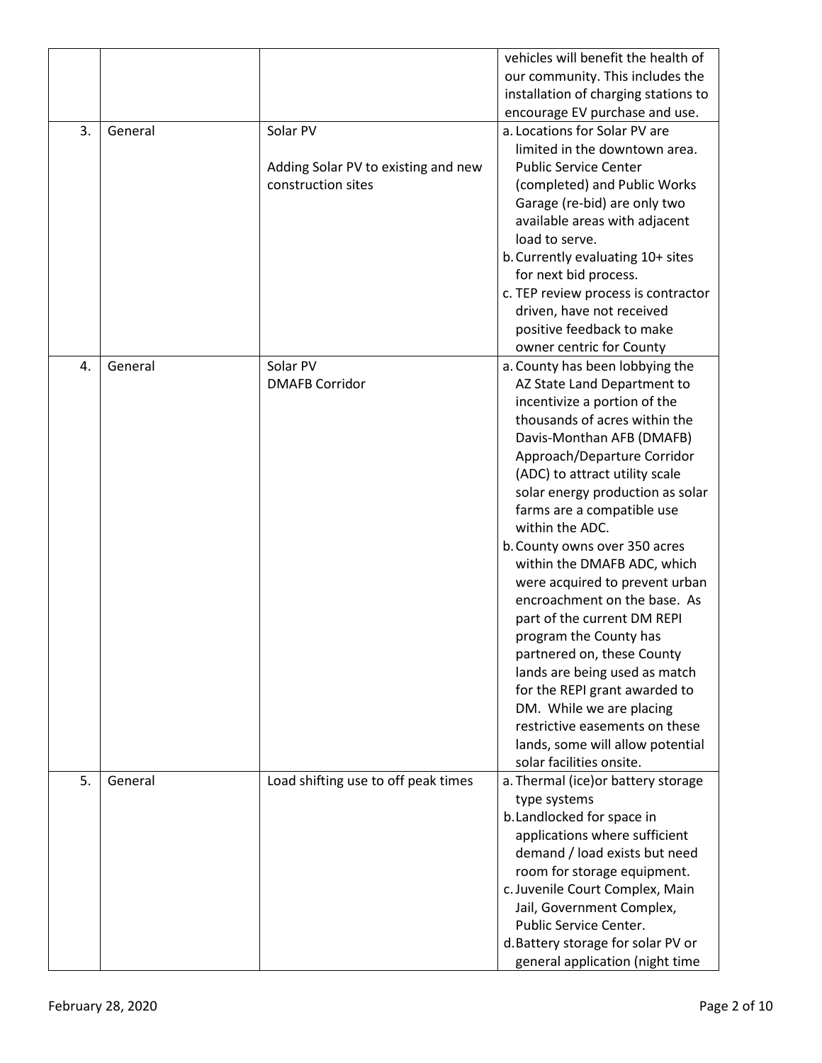| | | | |
|---|---|---|---|
| | | | vehicles will benefit the health of our community. This includes the installation of charging stations to encourage EV purchase and use. |
| 3. | General | Solar PV<br><br>Adding Solar PV to existing and new construction sites | a. Locations for Solar PV are limited in the downtown area. Public Service Center (completed) and Public Works Garage (re-bid) are only two available areas with adjacent load to serve.<br>b. Currently evaluating 10+ sites for next bid process.<br>c. TEP review process is contractor driven, have not received positive feedback to make owner centric for County |
| 4. | General | Solar PV<br>DMAFB Corridor | a. County has been lobbying the AZ State Land Department to incentivize a portion of the thousands of acres within the Davis-Monthan AFB (DMAFB) Approach/Departure Corridor (ADC) to attract utility scale solar energy production as solar farms are a compatible use within the ADC.<br>b. County owns over 350 acres within the DMAFB ADC, which were acquired to prevent urban encroachment on the base. As part of the current DM REPI program the County has partnered on, these County lands are being used as match for the REPI grant awarded to DM. While we are placing restrictive easements on these lands, some will allow potential solar facilities onsite. |
| 5. | General | Load shifting use to off peak times | a. Thermal (ice)or battery storage type systems<br>b. Landlocked for space in applications where sufficient demand / load exists but need room for storage equipment.<br>c. Juvenile Court Complex, Main Jail, Government Complex, Public Service Center.<br>d. Battery storage for solar PV or general application (night time |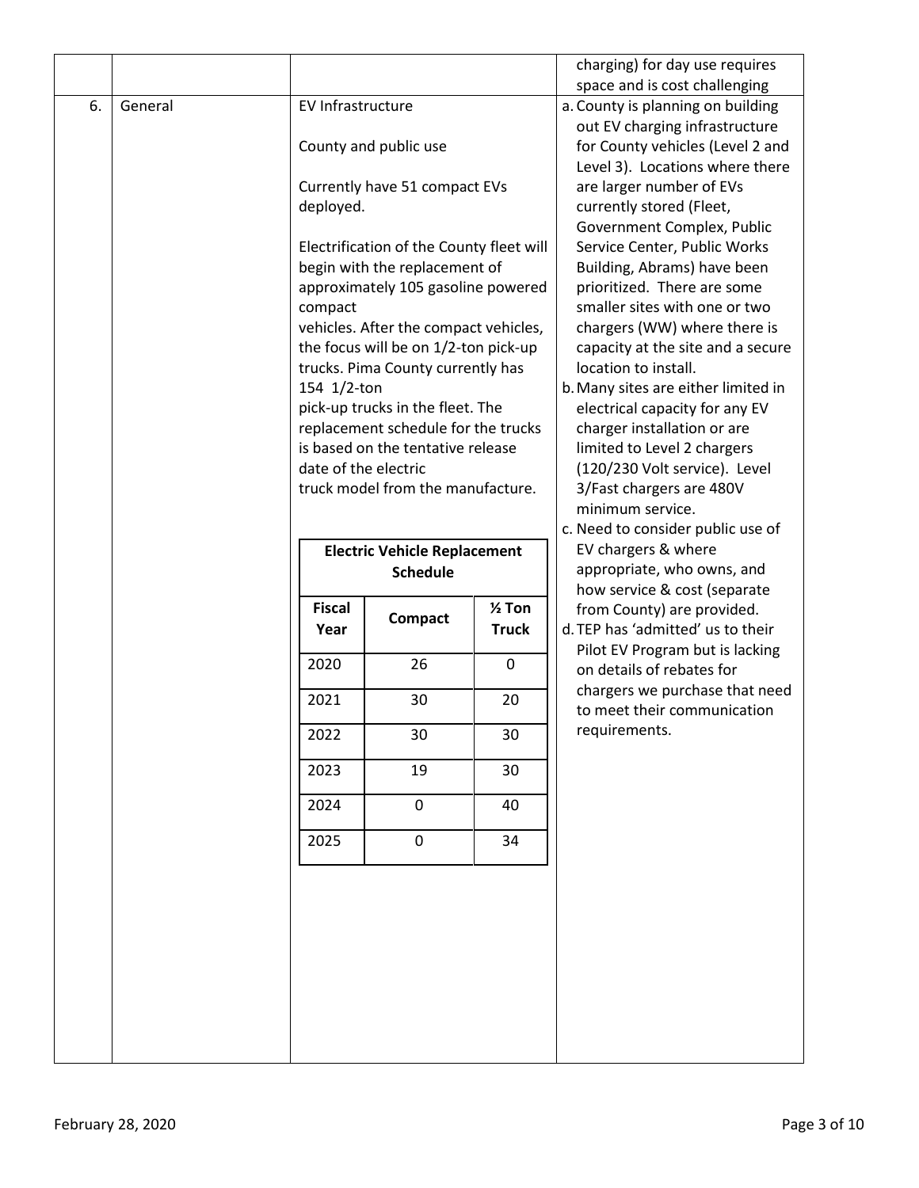| | | | charging) for day use requires space and is cost challenging |
|---|---|---|---|
| 6. | General | EV Infrastructure<br><br>County and public use<br><br>Currently have 51 compact EVs deployed.<br><br>Electrification of the County fleet will begin with the replacement of approximately 105 gasoline powered compact vehicles. After the compact vehicles, the focus will be on 1/2-ton pick-up trucks. Pima County currently has 154 1/2-ton pick-up trucks in the fleet. The replacement schedule for the trucks is based on the tentative release date of the electric truck model from the manufacture. | a. County is planning on building out EV charging infrastructure for County vehicles (Level 2 and Level 3). Locations where there are larger number of EVs currently stored (Fleet, Government Complex, Public Service Center, Public Works Building, Abrams) have been prioritized. There are some smaller sites with one or two chargers (WW) where there is capacity at the site and a secure location to install.<br>b. Many sites are either limited in electrical capacity for any EV charger installation or are limited to Level 2 chargers (120/230 Volt service). Level 3/Fast chargers are 480V minimum service.<br>c. Need to consider public use of EV chargers & where appropriate, who owns, and how service & cost (separate from County) are provided.<br>d. TEP has 'admitted' us to their Pilot EV Program but is lacking on details of rebates for chargers we purchase that need to meet their communication requirements. |

**Electric Vehicle Replacement Schedule**

| Fiscal Year | Compact | ½ Ton Truck |
|---|---|---|
| 2020 | 26 | 0 |
| 2021 | 30 | 20 |
| 2022 | 30 | 30 |
| 2023 | 19 | 30 |
| 2024 | 0 | 40 |
| 2025 | 0 | 34 |

February 28, 2020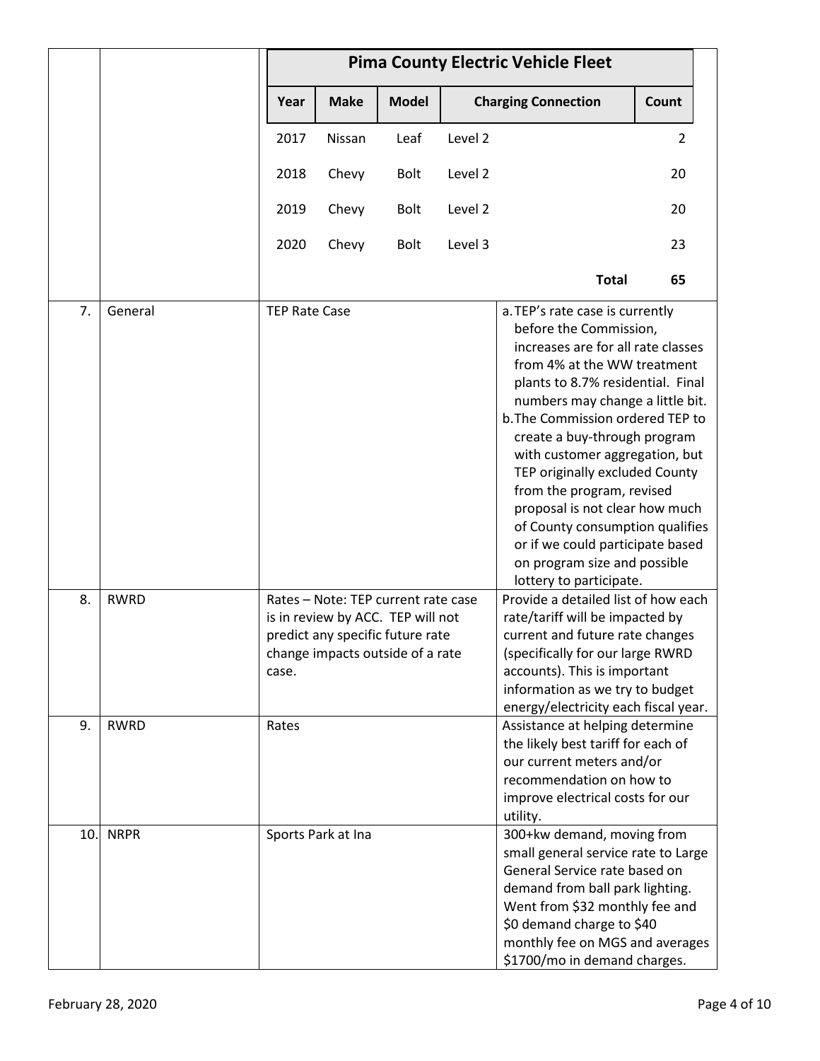| | | Pima County Electric Vehicle Fleet | | | | |
|---|---|---|---|---|---|---|
| | | **Year** | **Make** | **Model** | **Charging Connection** | **Count** |
| | | 2017 | Nissan | Leaf | Level 2 | 2 |
| | | 2018 | Chevy | Bolt | Level 2 | 20 |
| | | 2019 | Chevy | Bolt | Level 2 | 20 |
| | | 2020 | Chevy | Bolt | Level 3 | 23 |
| | | | | | **Total** | 65 |

| | | | |
|---|---|---|---|
| 7. | General | TEP Rate Case | a. TEP's rate case is currently before the Commission, increases are for all rate classes from 4% at the WW treatment plants to 8.7% residential. Final numbers may change a little bit.<br>b. The Commission ordered TEP to create a buy-through program with customer aggregation, but TEP originally excluded County from the program, revised proposal is not clear how much of County consumption qualifies or if we could participate based on program size and possible lottery to participate. |
| 8. | RWRD | Rates – Note: TEP current rate case is in review by ACC. TEP will not predict any specific future rate change impacts outside of a rate case. | Provide a detailed list of how each rate/tariff will be impacted by current and future rate changes (specifically for our large RWRD accounts). This is important information as we try to budget energy/electricity each fiscal year. |
| 9. | RWRD | Rates | Assistance at helping determine the likely best tariff for each of our current meters and/or recommendation on how to improve electrical costs for our utility. |
| 10. | NRPR | Sports Park at Ina | 300+kw demand, moving from small general service rate to Large General Service rate based on demand from ball park lighting. Went from $32 monthly fee and $0 demand charge to $40 monthly fee on MGS and averages $1700/mo in demand charges. |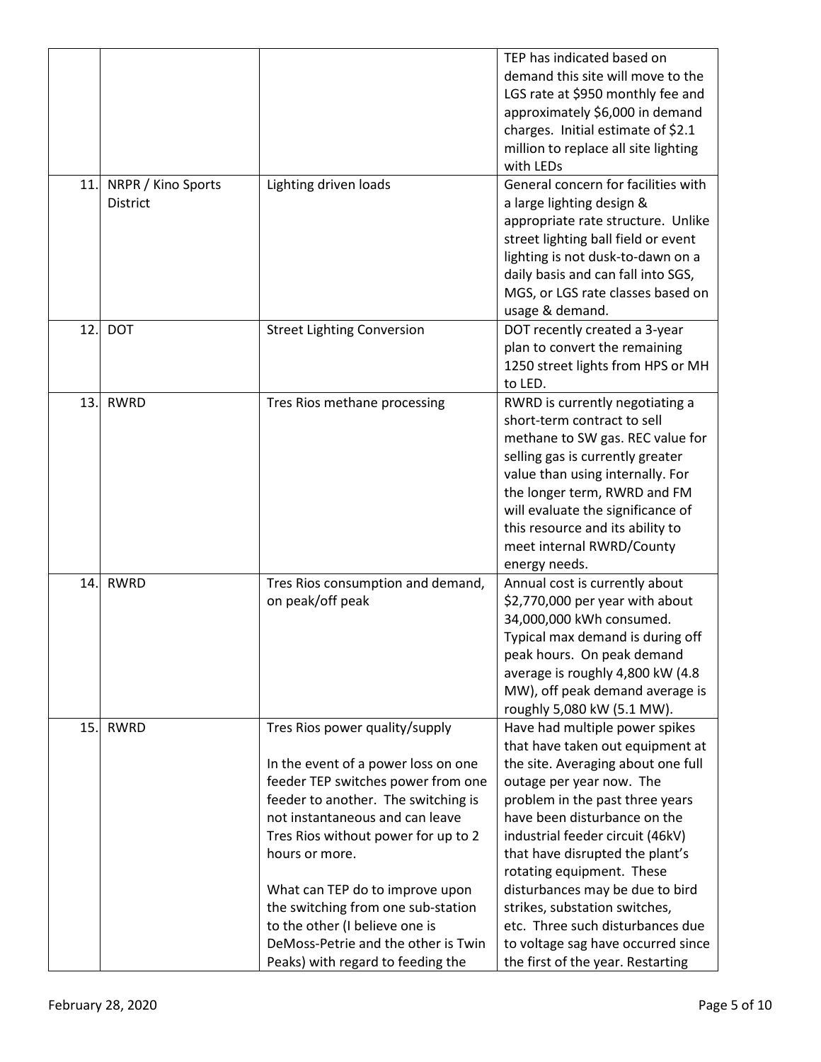| | | | |
|---|---|---|---|
| | | | TEP has indicated based on demand this site will move to the LGS rate at $950 monthly fee and approximately $6,000 in demand charges. Initial estimate of $2.1 million to replace all site lighting with LEDs |
| 11. | NRPR / Kino Sports District | Lighting driven loads | General concern for facilities with a large lighting design & appropriate rate structure. Unlike street lighting ball field or event lighting is not dusk-to-dawn on a daily basis and can fall into SGS, MGS, or LGS rate classes based on usage & demand. |
| 12. | DOT | Street Lighting Conversion | DOT recently created a 3-year plan to convert the remaining 1250 street lights from HPS or MH to LED. |
| 13. | RWRD | Tres Rios methane processing | RWRD is currently negotiating a short-term contract to sell methane to SW gas. REC value for selling gas is currently greater value than using internally. For the longer term, RWRD and FM will evaluate the significance of this resource and its ability to meet internal RWRD/County energy needs. |
| 14. | RWRD | Tres Rios consumption and demand, on peak/off peak | Annual cost is currently about $2,770,000 per year with about 34,000,000 kWh consumed. Typical max demand is during off peak hours. On peak demand average is roughly 4,800 kW (4.8 MW), off peak demand average is roughly 5,080 kW (5.1 MW). |
| 15. | RWRD | Tres Rios power quality/supply<br><br>In the event of a power loss on one feeder TEP switches power from one feeder to another. The switching is not instantaneous and can leave Tres Rios without power for up to 2 hours or more.<br><br>What can TEP do to improve upon the switching from one sub-station to the other (I believe one is DeMoss-Petrie and the other is Twin Peaks) with regard to feeding the | Have had multiple power spikes that have taken out equipment at the site. Averaging about one full outage per year now. The problem in the past three years have been disturbance on the industrial feeder circuit (46kV) that have disrupted the plant's rotating equipment. These disturbances may be due to bird strikes, substation switches, etc. Three such disturbances due to voltage sag have occurred since the first of the year. Restarting |

February 28, 2020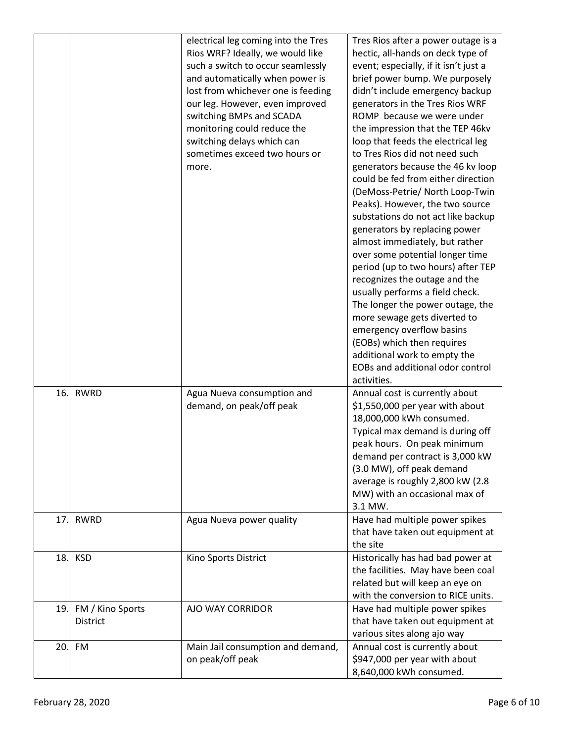|  |  |  |  |
|---|---|---|---|
|  |  | electrical leg coming into the Tres Rios WRF? Ideally, we would like such a switch to occur seamlessly and automatically when power is lost from whichever one is feeding our leg. However, even improved switching BMPs and SCADA monitoring could reduce the switching delays which can sometimes exceed two hours or more. | Tres Rios after a power outage is a hectic, all-hands on deck type of event; especially, if it isn't just a brief power bump. We purposely didn't include emergency backup generators in the Tres Rios WRF ROMP because we were under the impression that the TEP 46kv loop that feeds the electrical leg to Tres Rios did not need such generators because the 46 kv loop could be fed from either direction (DeMoss-Petrie/ North Loop-Twin Peaks). However, the two source substations do not act like backup generators by replacing power almost immediately, but rather over some potential longer time period (up to two hours) after TEP recognizes the outage and the usually performs a field check. The longer the power outage, the more sewage gets diverted to emergency overflow basins (EOBs) which then requires additional work to empty the EOBs and additional odor control activities. |
| 16. | RWRD | Agua Nueva consumption and demand, on peak/off peak | Annual cost is currently about $1,550,000 per year with about 18,000,000 kWh consumed. Typical max demand is during off peak hours. On peak minimum demand per contract is 3,000 kW (3.0 MW), off peak demand average is roughly 2,800 kW (2.8 MW) with an occasional max of 3.1 MW. |
| 17. | RWRD | Agua Nueva power quality | Have had multiple power spikes that have taken out equipment at the site |
| 18. | KSD | Kino Sports District | Historically has had bad power at the facilities. May have been coal related but will keep an eye on with the conversion to RICE units. |
| 19. | FM / Kino Sports District | AJO WAY CORRIDOR | Have had multiple power spikes that have taken out equipment at various sites along ajo way |
| 20. | FM | Main Jail consumption and demand, on peak/off peak | Annual cost is currently about $947,000 per year with about 8,640,000 kWh consumed. |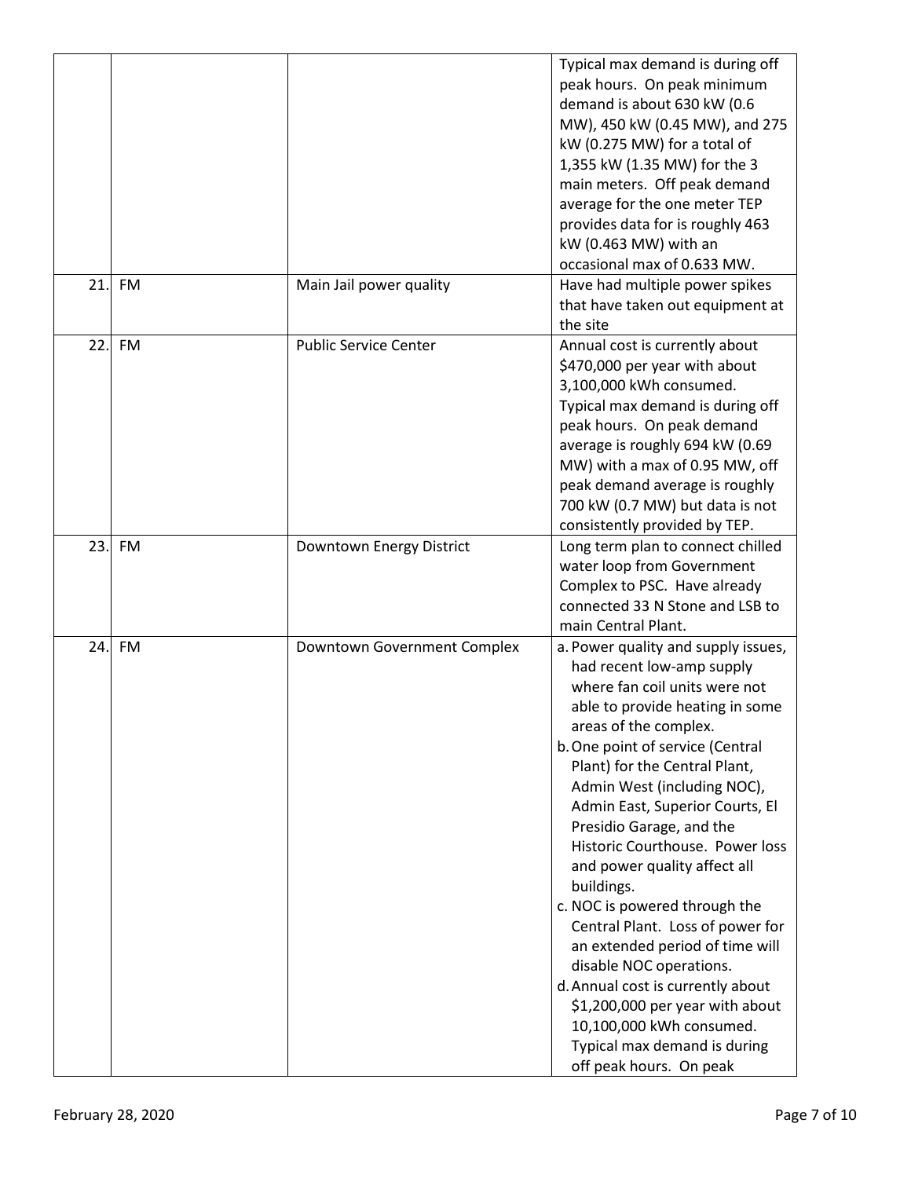| | | | |
|---|---|---|---|
| | | | Typical max demand is during off peak hours. On peak minimum demand is about 630 kW (0.6 MW), 450 kW (0.45 MW), and 275 kW (0.275 MW) for a total of 1,355 kW (1.35 MW) for the 3 main meters. Off peak demand average for the one meter TEP provides data for is roughly 463 kW (0.463 MW) with an occasional max of 0.633 MW. |
| 21. | FM | Main Jail power quality | Have had multiple power spikes that have taken out equipment at the site |
| 22. | FM | Public Service Center | Annual cost is currently about $470,000 per year with about 3,100,000 kWh consumed. Typical max demand is during off peak hours. On peak demand average is roughly 694 kW (0.69 MW) with a max of 0.95 MW, off peak demand average is roughly 700 kW (0.7 MW) but data is not consistently provided by TEP. |
| 23. | FM | Downtown Energy District | Long term plan to connect chilled water loop from Government Complex to PSC. Have already connected 33 N Stone and LSB to main Central Plant. |
| 24. | FM | Downtown Government Complex | a. Power quality and supply issues, had recent low-amp supply where fan coil units were not able to provide heating in some areas of the complex.<br>b. One point of service (Central Plant) for the Central Plant, Admin West (including NOC), Admin East, Superior Courts, El Presidio Garage, and the Historic Courthouse. Power loss and power quality affect all buildings.<br>c. NOC is powered through the Central Plant. Loss of power for an extended period of time will disable NOC operations.<br>d. Annual cost is currently about $1,200,000 per year with about 10,100,000 kWh consumed. Typical max demand is during off peak hours. On peak |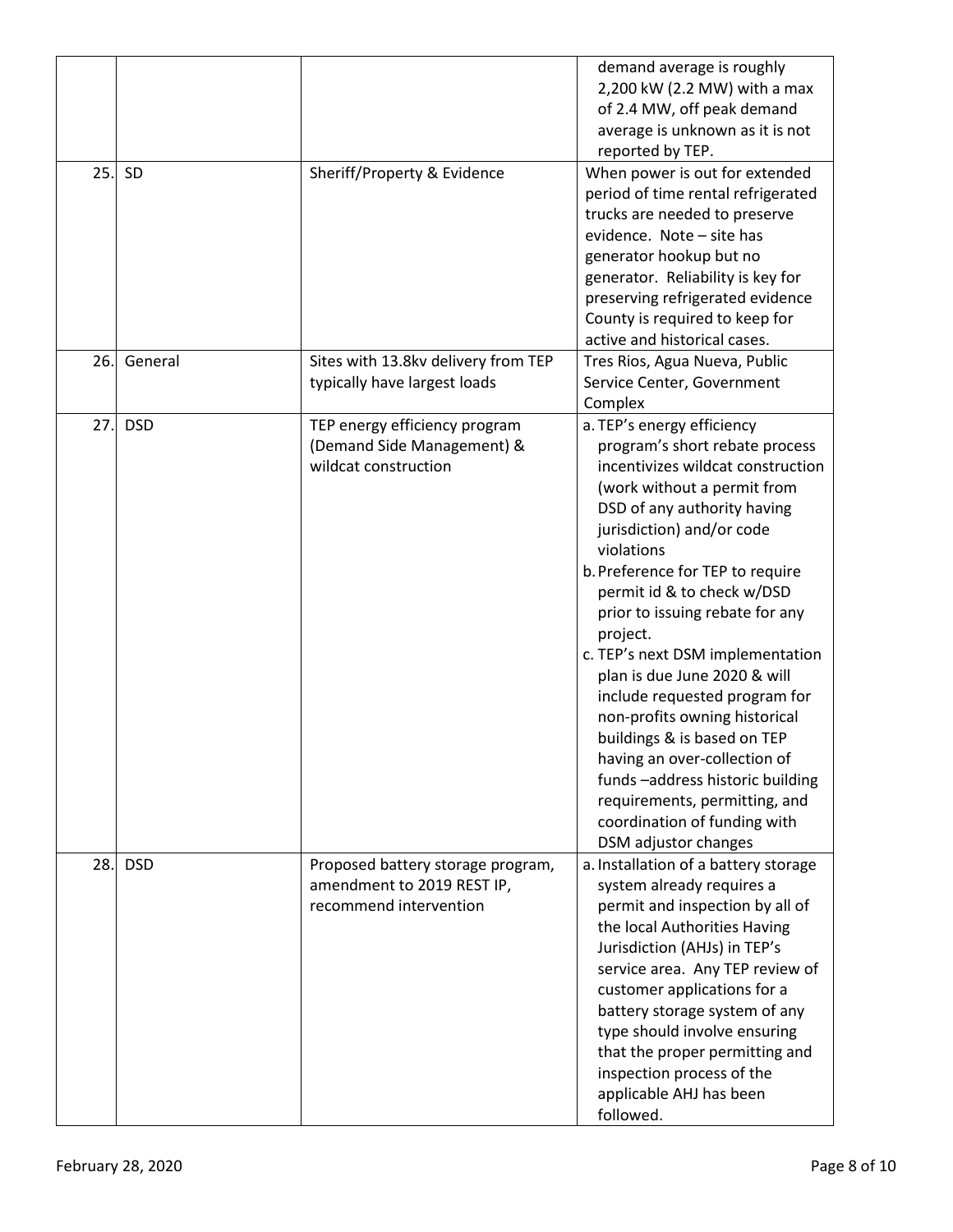| | | | |
|---|---|---|---|
| | | | demand average is roughly 2,200 kW (2.2 MW) with a max of 2.4 MW, off peak demand average is unknown as it is not reported by TEP. |
| 25. | SD | Sheriff/Property & Evidence | When power is out for extended period of time rental refrigerated trucks are needed to preserve evidence. Note – site has generator hookup but no generator. Reliability is key for preserving refrigerated evidence County is required to keep for active and historical cases. |
| 26. | General | Sites with 13.8kv delivery from TEP typically have largest loads | Tres Rios, Agua Nueva, Public Service Center, Government Complex |
| 27. | DSD | TEP energy efficiency program (Demand Side Management) & wildcat construction | a. TEP's energy efficiency program's short rebate process incentivizes wildcat construction (work without a permit from DSD of any authority having jurisdiction) and/or code violations<br>b. Preference for TEP to require permit id & to check w/DSD prior to issuing rebate for any project.<br>c. TEP's next DSM implementation plan is due June 2020 & will include requested program for non-profits owning historical buildings & is based on TEP having an over-collection of funds –address historic building requirements, permitting, and coordination of funding with DSM adjustor changes |
| 28. | DSD | Proposed battery storage program, amendment to 2019 REST IP, recommend intervention | a. Installation of a battery storage system already requires a permit and inspection by all of the local Authorities Having Jurisdiction (AHJs) in TEP's service area. Any TEP review of customer applications for a battery storage system of any type should involve ensuring that the proper permitting and inspection process of the applicable AHJ has been followed. |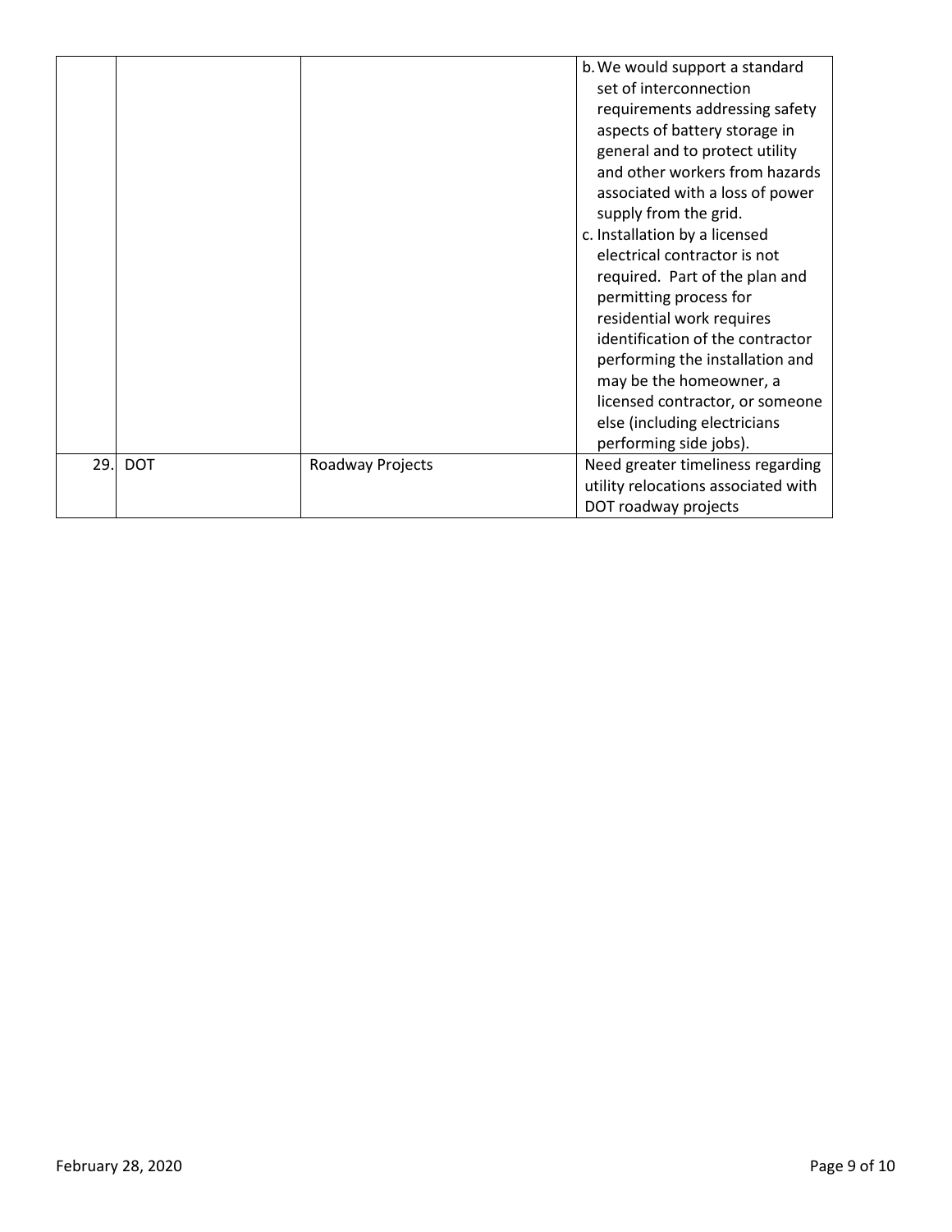| | | | |
|---|---|---|---|
| | | | b. We would support a standard set of interconnection requirements addressing safety aspects of battery storage in general and to protect utility and other workers from hazards associated with a loss of power supply from the grid.<br>c. Installation by a licensed electrical contractor is not required. Part of the plan and permitting process for residential work requires identification of the contractor performing the installation and may be the homeowner, a licensed contractor, or someone else (including electricians performing side jobs). |
| 29. | DOT | Roadway Projects | Need greater timeliness regarding utility relocations associated with DOT roadway projects |

February 28, 2020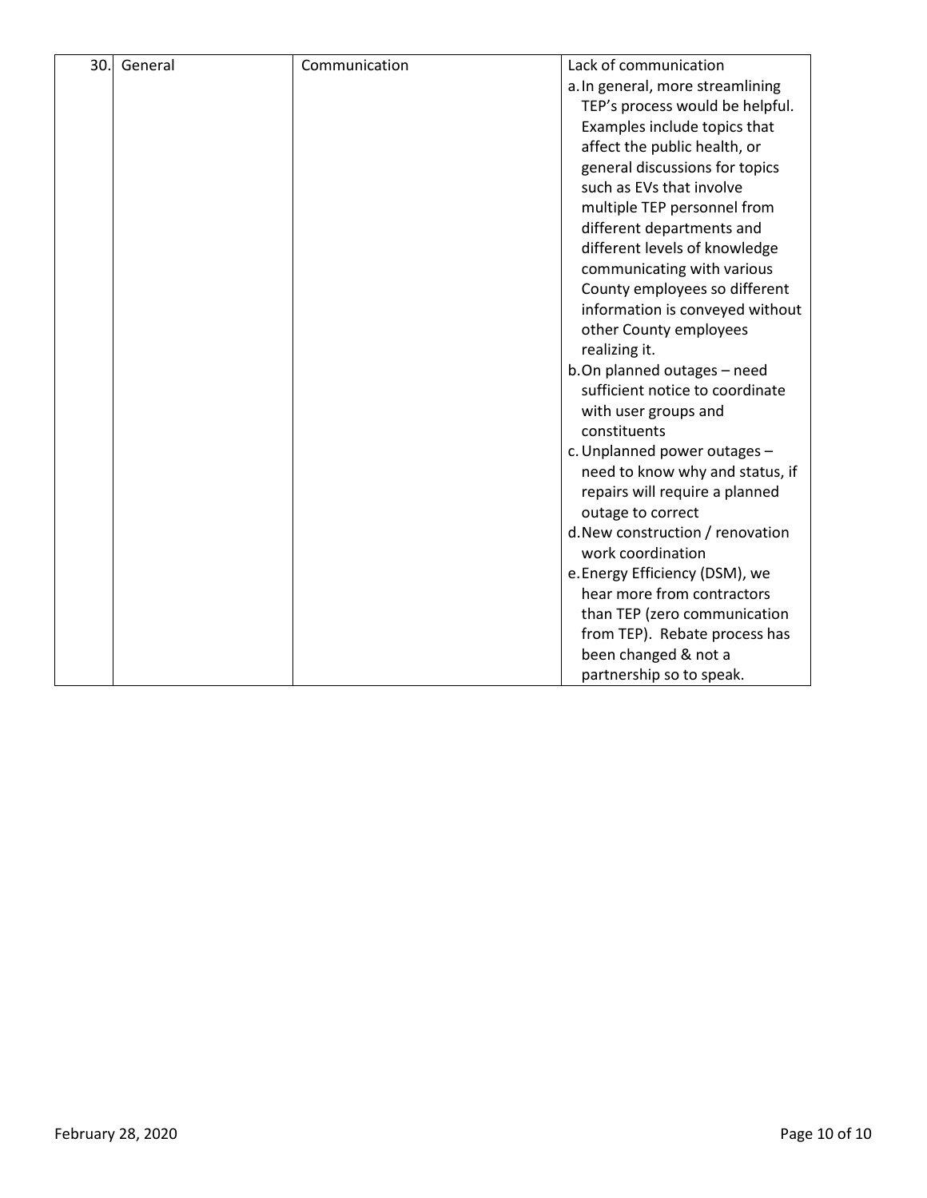| | | | |
|---|---|---|---|
| 30. | General | Communication | Lack of communication<br>a. In general, more streamlining TEP's process would be helpful. Examples include topics that affect the public health, or general discussions for topics such as EVs that involve multiple TEP personnel from different departments and different levels of knowledge communicating with various County employees so different information is conveyed without other County employees realizing it.<br>b. On planned outages – need sufficient notice to coordinate with user groups and constituents<br>c. Unplanned power outages – need to know why and status, if repairs will require a planned outage to correct<br>d. New construction / renovation work coordination<br>e. Energy Efficiency (DSM), we hear more from contractors than TEP (zero communication from TEP). Rebate process has been changed & not a partnership so to speak. |

February 28, 2020